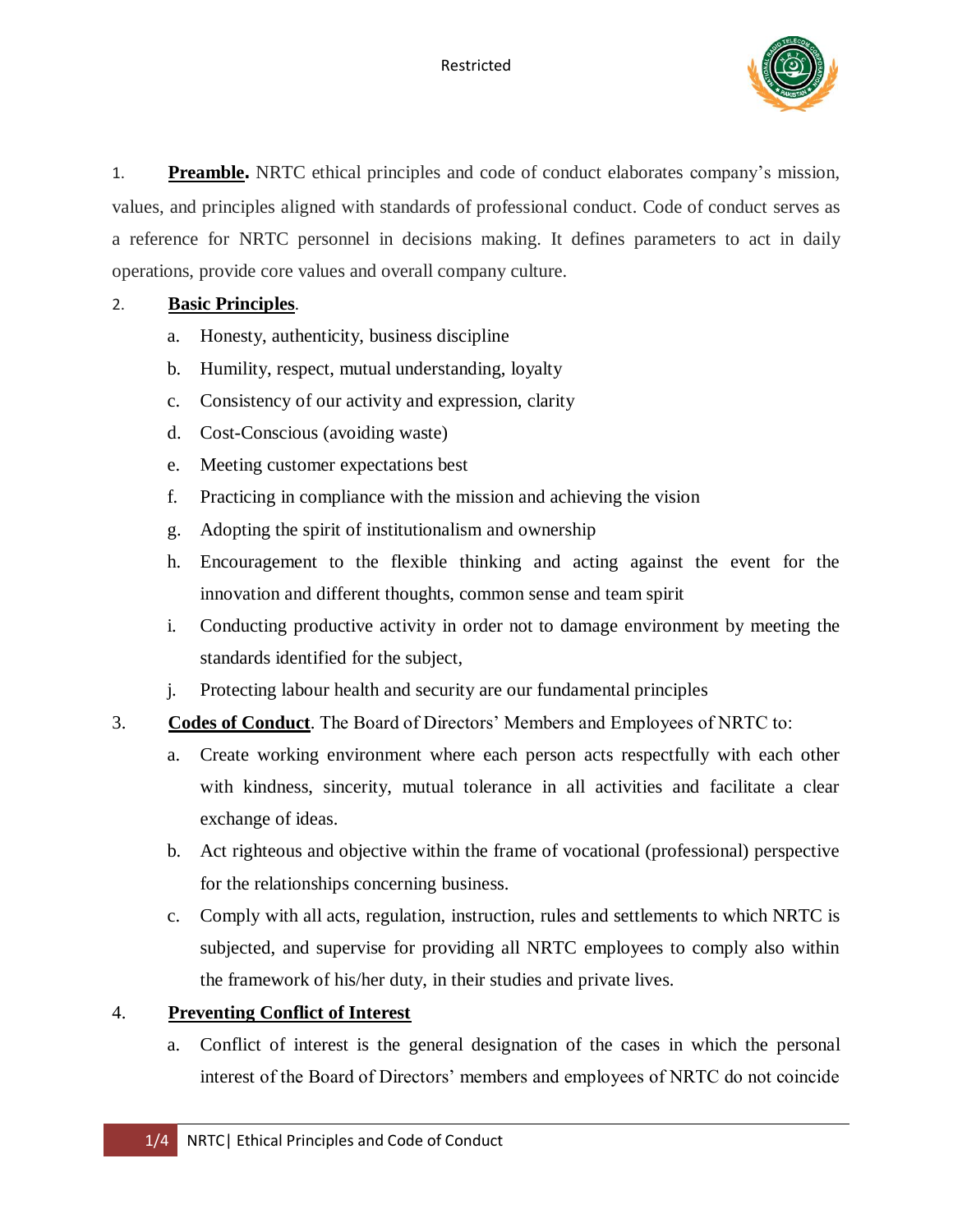1. **Preamble.** NRTC ethical principles and code of conduct elaborates company's mission, values, and principles aligned with standards of professional conduct. Code of conduct serves as a reference for NRTC personnel in decisions making. It defines parameters to act in daily operations, provide core values and overall company culture.

2. **Basic Principles**.

   a. Honesty, authenticity, business discipline

   b. Humility, respect, mutual understanding, loyalty

   c. Consistency of our activity and expression, clarity

   d. Cost-Conscious (avoiding waste)

   e. Meeting customer expectations best

   f. Practicing in compliance with the mission and achieving the vision

   g. Adopting the spirit of institutionalism and ownership

   h. Encouragement to the flexible thinking and acting against the event for the innovation and different thoughts, common sense and team spirit

   i. Conducting productive activity in order not to damage environment by meeting the standards identified for the subject,

   j. Protecting labour health and security are our fundamental principles

3. **Codes of Conduct**. The Board of Directors' Members and Employees of NRTC to:

   a. Create working environment where each person acts respectfully with each other with kindness, sincerity, mutual tolerance in all activities and facilitate a clear exchange of ideas.

   b. Act righteous and objective within the frame of vocational (professional) perspective for the relationships concerning business.

   c. Comply with all acts, regulation, instruction, rules and settlements to which NRTC is subjected, and supervise for providing all NRTC employees to comply also within the framework of his/her duty, in their studies and private lives.

4. **Preventing Conflict of Interest**

   a. Conflict of interest is the general designation of the cases in which the personal interest of the Board of Directors' members and employees of NRTC do not coincide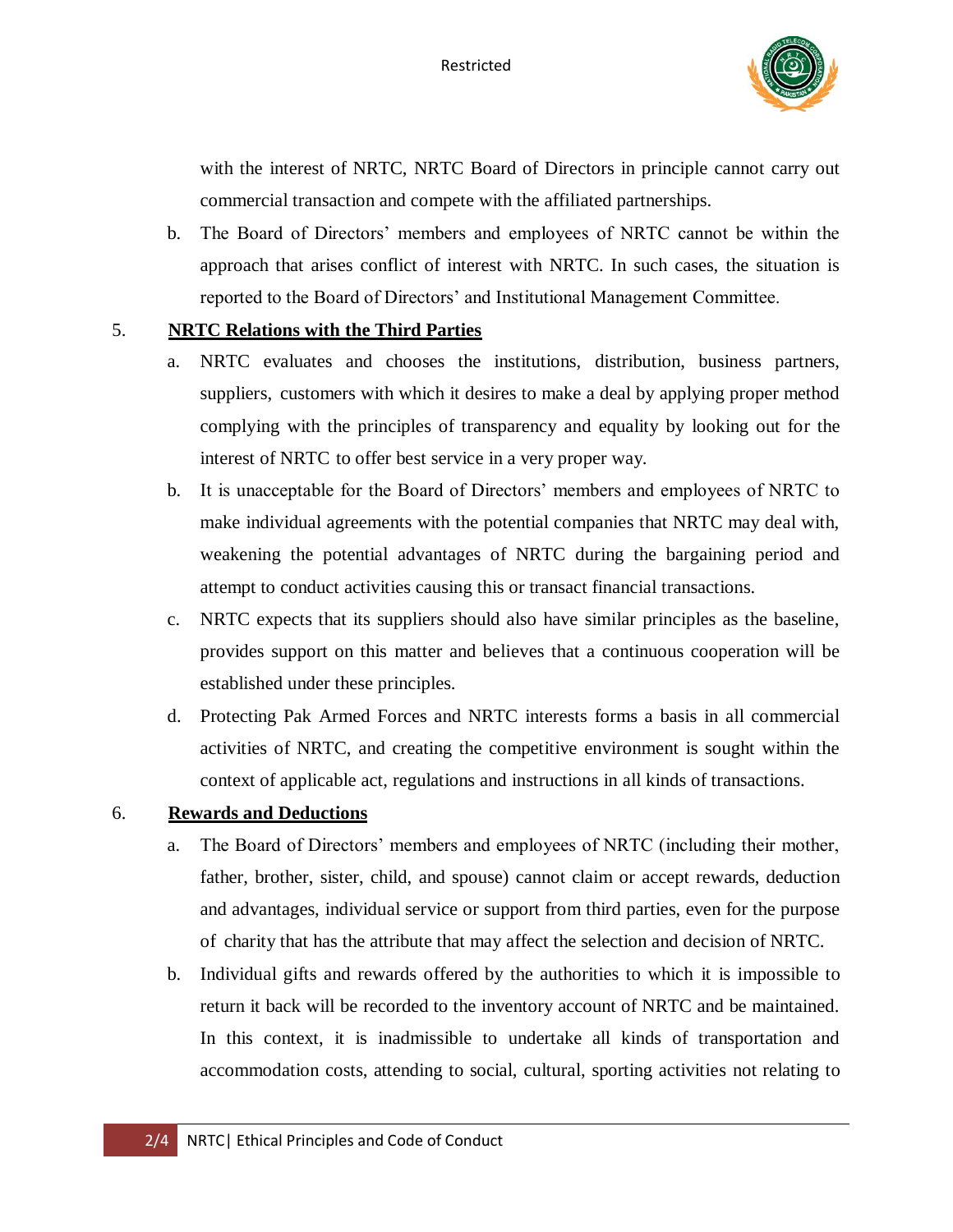with the interest of NRTC, NRTC Board of Directors in principle cannot carry out commercial transaction and compete with the affiliated partnerships.

b. The Board of Directors' members and employees of NRTC cannot be within the approach that arises conflict of interest with NRTC. In such cases, the situation is reported to the Board of Directors' and Institutional Management Committee.

5. **<u>NRTC Relations with the Third Parties</u>**

a. NRTC evaluates and chooses the institutions, distribution, business partners, suppliers, customers with which it desires to make a deal by applying proper method complying with the principles of transparency and equality by looking out for the interest of NRTC to offer best service in a very proper way.

b. It is unacceptable for the Board of Directors' members and employees of NRTC to make individual agreements with the potential companies that NRTC may deal with, weakening the potential advantages of NRTC during the bargaining period and attempt to conduct activities causing this or transact financial transactions.

c. NRTC expects that its suppliers should also have similar principles as the baseline, provides support on this matter and believes that a continuous cooperation will be established under these principles.

d. Protecting Pak Armed Forces and NRTC interests forms a basis in all commercial activities of NRTC, and creating the competitive environment is sought within the context of applicable act, regulations and instructions in all kinds of transactions.

6. **<u>Rewards and Deductions</u>**

a. The Board of Directors' members and employees of NRTC (including their mother, father, brother, sister, child, and spouse) cannot claim or accept rewards, deduction and advantages, individual service or support from third parties, even for the purpose of charity that has the attribute that may affect the selection and decision of NRTC.

b. Individual gifts and rewards offered by the authorities to which it is impossible to return it back will be recorded to the inventory account of NRTC and be maintained. In this context, it is inadmissible to undertake all kinds of transportation and accommodation costs, attending to social, cultural, sporting activities not relating to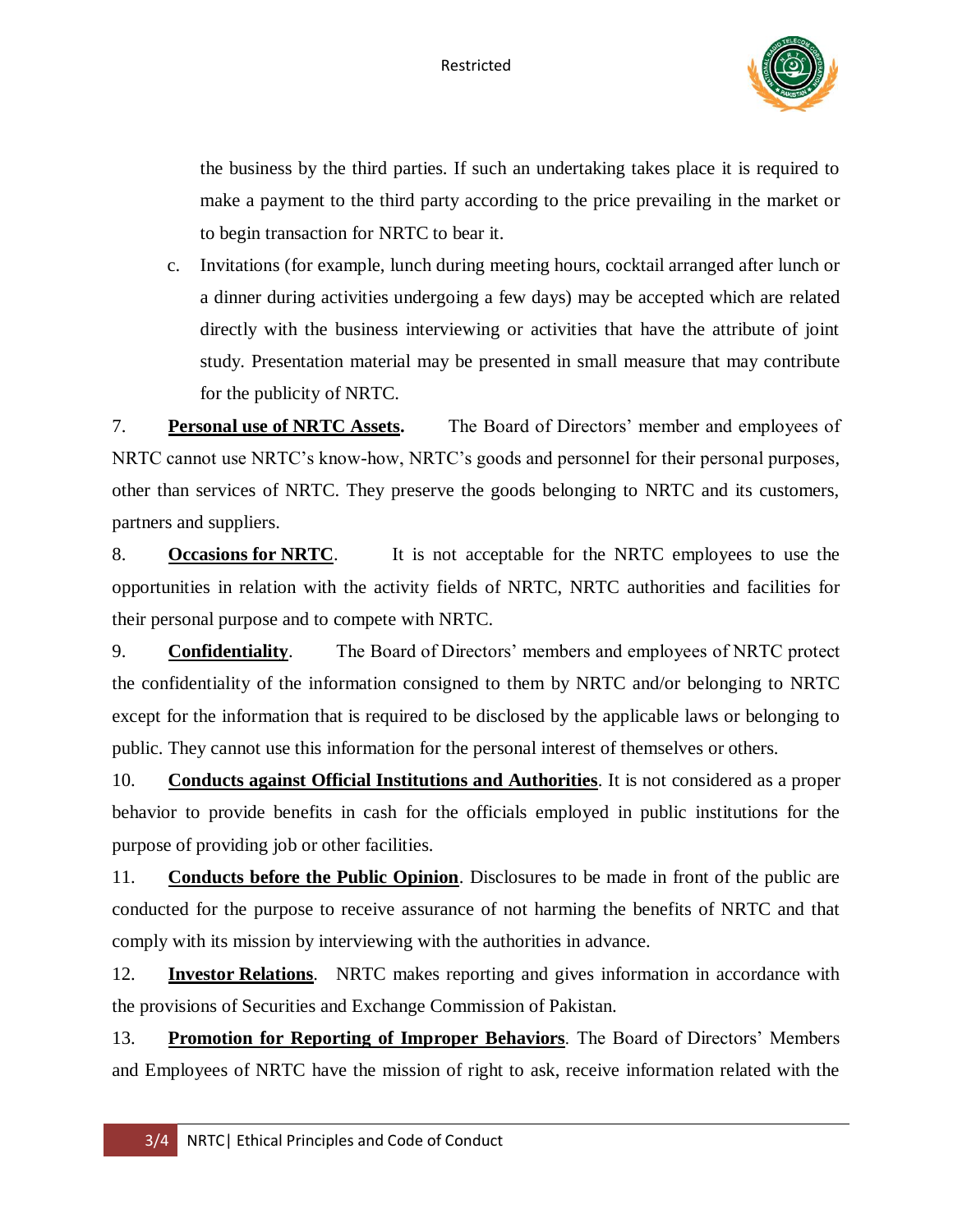the business by the third parties. If such an undertaking takes place it is required to make a payment to the third party according to the price prevailing in the market or to begin transaction for NRTC to bear it.

c. Invitations (for example, lunch during meeting hours, cocktail arranged after lunch or a dinner during activities undergoing a few days) may be accepted which are related directly with the business interviewing or activities that have the attribute of joint study. Presentation material may be presented in small measure that may contribute for the publicity of NRTC.

7. **<u>Personal use of NRTC Assets</u>.** The Board of Directors' member and employees of NRTC cannot use NRTC's know-how, NRTC's goods and personnel for their personal purposes, other than services of NRTC. They preserve the goods belonging to NRTC and its customers, partners and suppliers.

8. **<u>Occasions for NRTC</u>**. It is not acceptable for the NRTC employees to use the opportunities in relation with the activity fields of NRTC, NRTC authorities and facilities for their personal purpose and to compete with NRTC.

9. **<u>Confidentiality</u>**. The Board of Directors' members and employees of NRTC protect the confidentiality of the information consigned to them by NRTC and/or belonging to NRTC except for the information that is required to be disclosed by the applicable laws or belonging to public. They cannot use this information for the personal interest of themselves or others.

10. **<u>Conducts against Official Institutions and Authorities</u>**. It is not considered as a proper behavior to provide benefits in cash for the officials employed in public institutions for the purpose of providing job or other facilities.

11. **<u>Conducts before the Public Opinion</u>**. Disclosures to be made in front of the public are conducted for the purpose to receive assurance of not harming the benefits of NRTC and that comply with its mission by interviewing with the authorities in advance.

12. **<u>Investor Relations</u>**. NRTC makes reporting and gives information in accordance with the provisions of Securities and Exchange Commission of Pakistan.

13. **<u>Promotion for Reporting of Improper Behaviors</u>**. The Board of Directors' Members and Employees of NRTC have the mission of right to ask, receive information related with the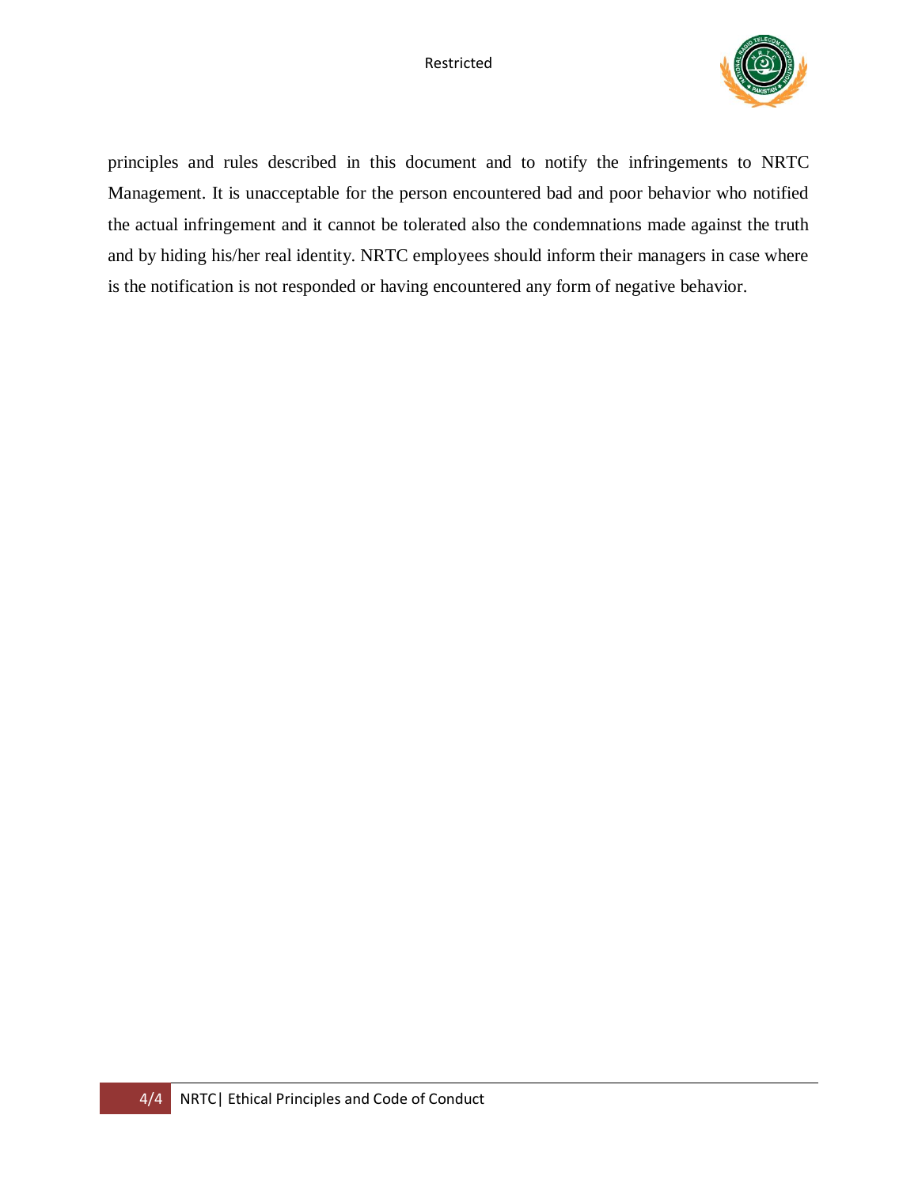principles and rules described in this document and to notify the infringements to NRTC Management. It is unacceptable for the person encountered bad and poor behavior who notified the actual infringement and it cannot be tolerated also the condemnations made against the truth and by hiding his/her real identity. NRTC employees should inform their managers in case where is the notification is not responded or having encountered any form of negative behavior.